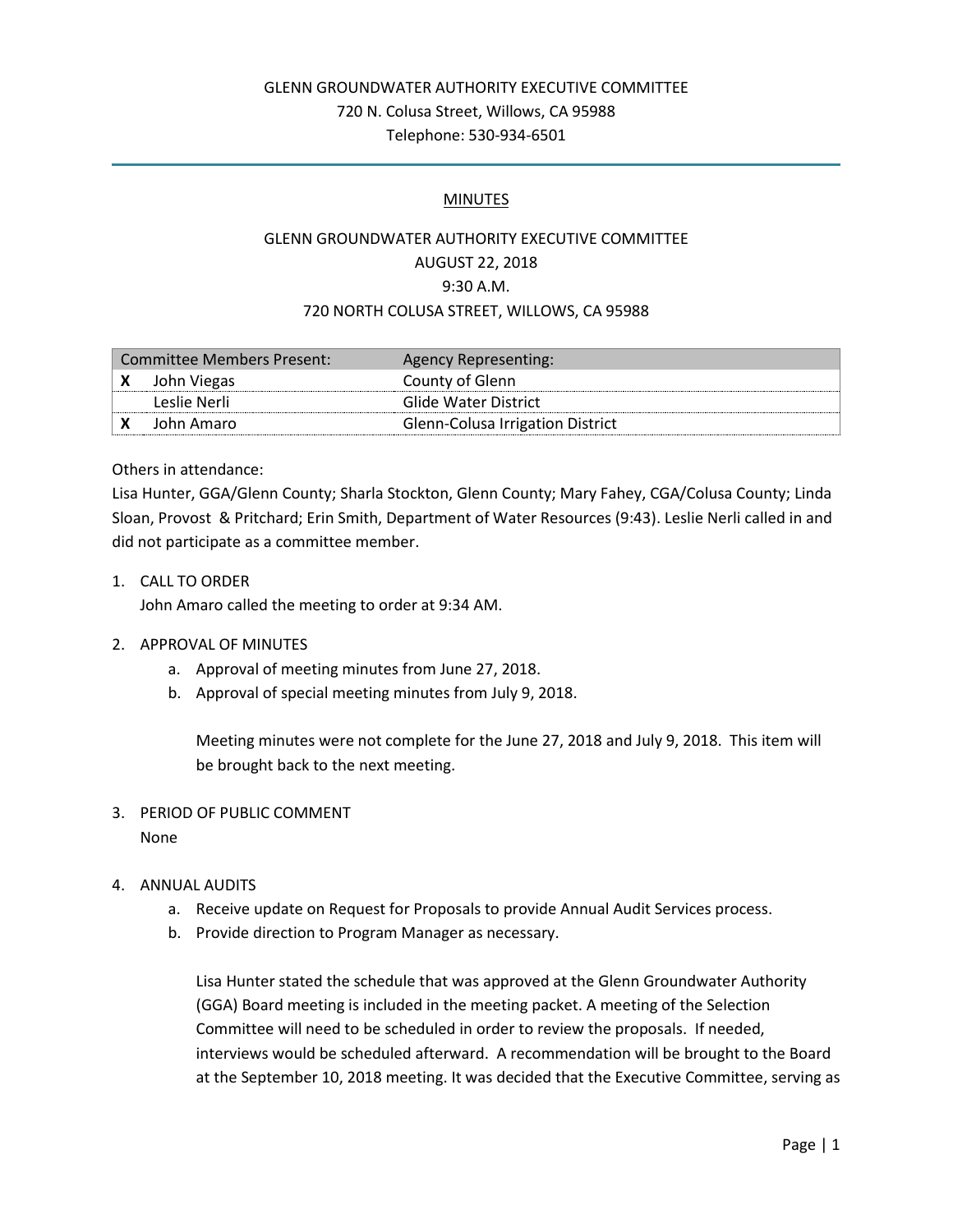GLENN GROUNDWATER AUTHORITY EXECUTIVE COMMITTEE
720 N. Colusa Street, Willows, CA 95988
Telephone: 530-934-6501

---

MINUTES

GLENN GROUNDWATER AUTHORITY EXECUTIVE COMMITTEE
AUGUST 22, 2018
9:30 A.M.
720 NORTH COLUSA STREET, WILLOWS, CA 95988

| Committee Members Present: | | Agency Representing: |
|---|---|---|
| X | John Viegas | County of Glenn |
| | Leslie Nerli | Glide Water District |
| X | John Amaro | Glenn-Colusa Irrigation District |

Others in attendance:
Lisa Hunter, GGA/Glenn County; Sharla Stockton, Glenn County; Mary Fahey, CGA/Colusa County; Linda Sloan, Provost & Pritchard; Erin Smith, Department of Water Resources (9:43). Leslie Nerli called in and did not participate as a committee member.

1. CALL TO ORDER
   John Amaro called the meeting to order at 9:34 AM.

2. APPROVAL OF MINUTES
   a. Approval of meeting minutes from June 27, 2018.
   b. Approval of special meeting minutes from July 9, 2018.

   Meeting minutes were not complete for the June 27, 2018 and July 9, 2018. This item will be brought back to the next meeting.

3. PERIOD OF PUBLIC COMMENT
   None

4. ANNUAL AUDITS
   a. Receive update on Request for Proposals to provide Annual Audit Services process.
   b. Provide direction to Program Manager as necessary.

   Lisa Hunter stated the schedule that was approved at the Glenn Groundwater Authority (GGA) Board meeting is included in the meeting packet. A meeting of the Selection Committee will need to be scheduled in order to review the proposals. If needed, interviews would be scheduled afterward. A recommendation will be brought to the Board at the September 10, 2018 meeting. It was decided that the Executive Committee, serving as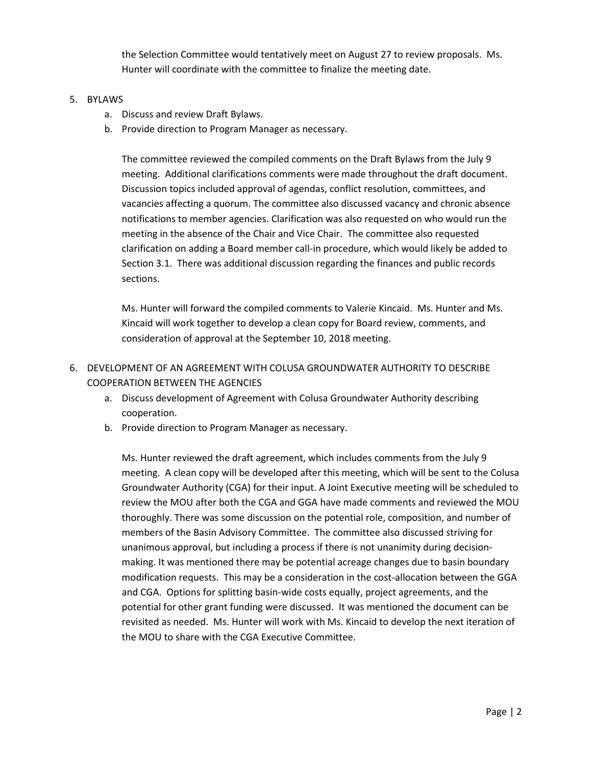the Selection Committee would tentatively meet on August 27 to review proposals. Ms. Hunter will coordinate with the committee to finalize the meeting date.

5. BYLAWS
   a. Discuss and review Draft Bylaws.
   b. Provide direction to Program Manager as necessary.

   The committee reviewed the compiled comments on the Draft Bylaws from the July 9 meeting. Additional clarifications comments were made throughout the draft document. Discussion topics included approval of agendas, conflict resolution, committees, and vacancies affecting a quorum. The committee also discussed vacancy and chronic absence notifications to member agencies. Clarification was also requested on who would run the meeting in the absence of the Chair and Vice Chair. The committee also requested clarification on adding a Board member call-in procedure, which would likely be added to Section 3.1. There was additional discussion regarding the finances and public records sections.

   Ms. Hunter will forward the compiled comments to Valerie Kincaid. Ms. Hunter and Ms. Kincaid will work together to develop a clean copy for Board review, comments, and consideration of approval at the September 10, 2018 meeting.

6. DEVELOPMENT OF AN AGREEMENT WITH COLUSA GROUNDWATER AUTHORITY TO DESCRIBE COOPERATION BETWEEN THE AGENCIES
   a. Discuss development of Agreement with Colusa Groundwater Authority describing cooperation.
   b. Provide direction to Program Manager as necessary.

   Ms. Hunter reviewed the draft agreement, which includes comments from the July 9 meeting. A clean copy will be developed after this meeting, which will be sent to the Colusa Groundwater Authority (CGA) for their input. A Joint Executive meeting will be scheduled to review the MOU after both the CGA and GGA have made comments and reviewed the MOU thoroughly. There was some discussion on the potential role, composition, and number of members of the Basin Advisory Committee. The committee also discussed striving for unanimous approval, but including a process if there is not unanimity during decision-making. It was mentioned there may be potential acreage changes due to basin boundary modification requests. This may be a consideration in the cost-allocation between the GGA and CGA. Options for splitting basin-wide costs equally, project agreements, and the potential for other grant funding were discussed. It was mentioned the document can be revisited as needed. Ms. Hunter will work with Ms. Kincaid to develop the next iteration of the MOU to share with the CGA Executive Committee.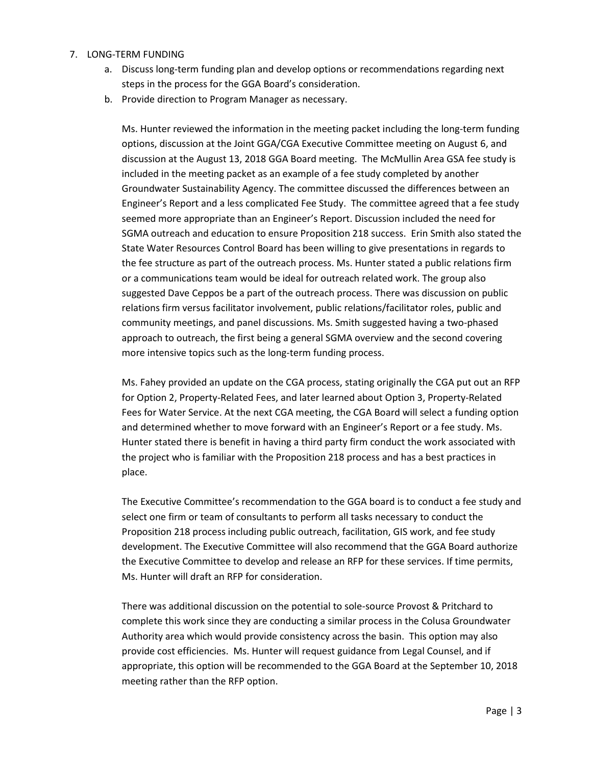7. LONG-TERM FUNDING
   a. Discuss long-term funding plan and develop options or recommendations regarding next steps in the process for the GGA Board's consideration.
   b. Provide direction to Program Manager as necessary.

   Ms. Hunter reviewed the information in the meeting packet including the long-term funding options, discussion at the Joint GGA/CGA Executive Committee meeting on August 6, and discussion at the August 13, 2018 GGA Board meeting. The McMullin Area GSA fee study is included in the meeting packet as an example of a fee study completed by another Groundwater Sustainability Agency. The committee discussed the differences between an Engineer's Report and a less complicated Fee Study. The committee agreed that a fee study seemed more appropriate than an Engineer's Report. Discussion included the need for SGMA outreach and education to ensure Proposition 218 success. Erin Smith also stated the State Water Resources Control Board has been willing to give presentations in regards to the fee structure as part of the outreach process. Ms. Hunter stated a public relations firm or a communications team would be ideal for outreach related work. The group also suggested Dave Ceppos be a part of the outreach process. There was discussion on public relations firm versus facilitator involvement, public relations/facilitator roles, public and community meetings, and panel discussions. Ms. Smith suggested having a two-phased approach to outreach, the first being a general SGMA overview and the second covering more intensive topics such as the long-term funding process.

   Ms. Fahey provided an update on the CGA process, stating originally the CGA put out an RFP for Option 2, Property-Related Fees, and later learned about Option 3, Property-Related Fees for Water Service. At the next CGA meeting, the CGA Board will select a funding option and determined whether to move forward with an Engineer's Report or a fee study. Ms. Hunter stated there is benefit in having a third party firm conduct the work associated with the project who is familiar with the Proposition 218 process and has a best practices in place.

   The Executive Committee's recommendation to the GGA board is to conduct a fee study and select one firm or team of consultants to perform all tasks necessary to conduct the Proposition 218 process including public outreach, facilitation, GIS work, and fee study development. The Executive Committee will also recommend that the GGA Board authorize the Executive Committee to develop and release an RFP for these services. If time permits, Ms. Hunter will draft an RFP for consideration.

   There was additional discussion on the potential to sole-source Provost & Pritchard to complete this work since they are conducting a similar process in the Colusa Groundwater Authority area which would provide consistency across the basin. This option may also provide cost efficiencies. Ms. Hunter will request guidance from Legal Counsel, and if appropriate, this option will be recommended to the GGA Board at the September 10, 2018 meeting rather than the RFP option.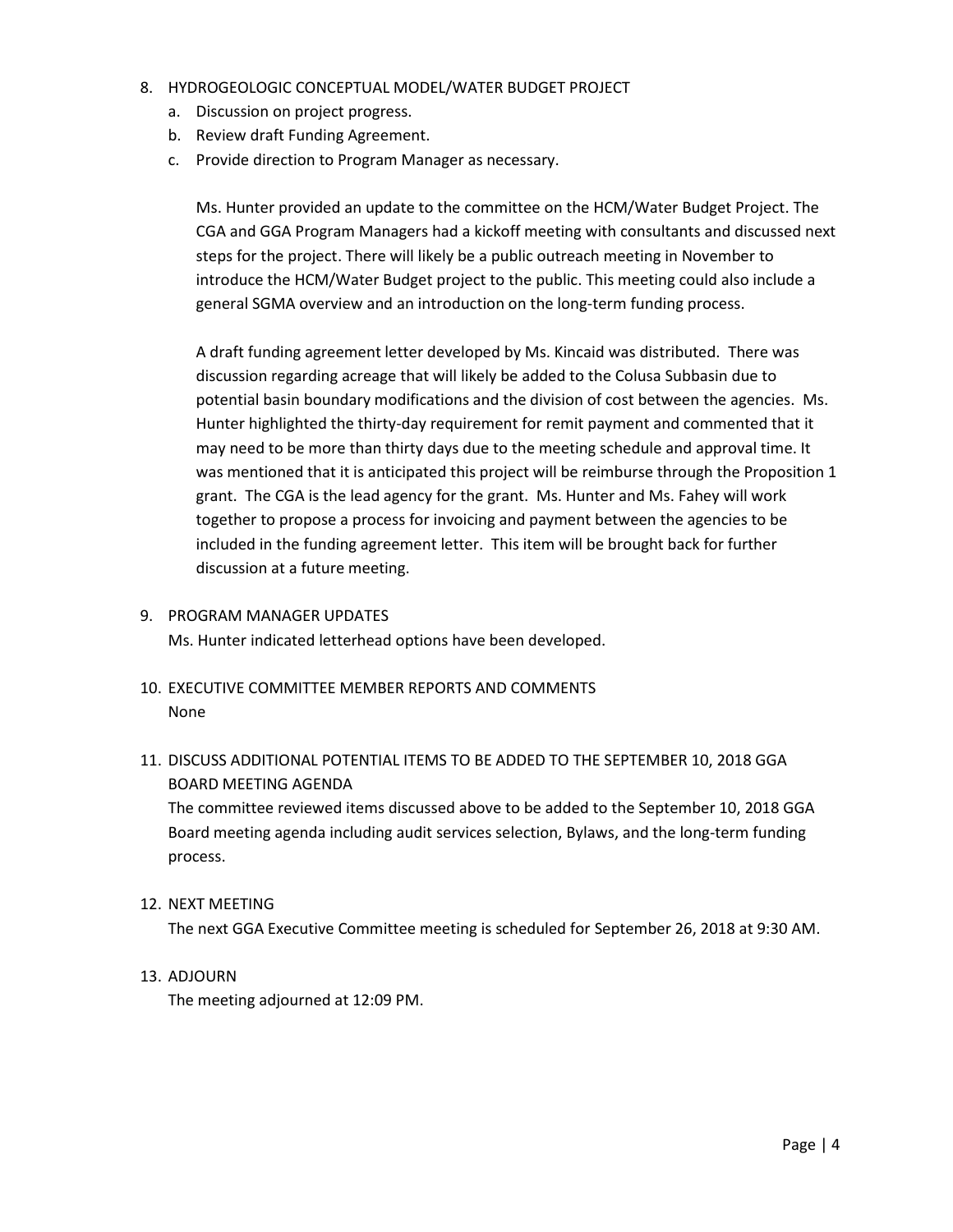8. HYDROGEOLOGIC CONCEPTUAL MODEL/WATER BUDGET PROJECT
   a. Discussion on project progress.
   b. Review draft Funding Agreement.
   c. Provide direction to Program Manager as necessary.

   Ms. Hunter provided an update to the committee on the HCM/Water Budget Project. The CGA and GGA Program Managers had a kickoff meeting with consultants and discussed next steps for the project. There will likely be a public outreach meeting in November to introduce the HCM/Water Budget project to the public. This meeting could also include a general SGMA overview and an introduction on the long-term funding process.

   A draft funding agreement letter developed by Ms. Kincaid was distributed. There was discussion regarding acreage that will likely be added to the Colusa Subbasin due to potential basin boundary modifications and the division of cost between the agencies. Ms. Hunter highlighted the thirty-day requirement for remit payment and commented that it may need to be more than thirty days due to the meeting schedule and approval time. It was mentioned that it is anticipated this project will be reimburse through the Proposition 1 grant. The CGA is the lead agency for the grant. Ms. Hunter and Ms. Fahey will work together to propose a process for invoicing and payment between the agencies to be included in the funding agreement letter. This item will be brought back for further discussion at a future meeting.

9. PROGRAM MANAGER UPDATES

   Ms. Hunter indicated letterhead options have been developed.

10. EXECUTIVE COMMITTEE MEMBER REPORTS AND COMMENTS

    None

11. DISCUSS ADDITIONAL POTENTIAL ITEMS TO BE ADDED TO THE SEPTEMBER 10, 2018 GGA BOARD MEETING AGENDA

    The committee reviewed items discussed above to be added to the September 10, 2018 GGA Board meeting agenda including audit services selection, Bylaws, and the long-term funding process.

12. NEXT MEETING

    The next GGA Executive Committee meeting is scheduled for September 26, 2018 at 9:30 AM.

13. ADJOURN

    The meeting adjourned at 12:09 PM.